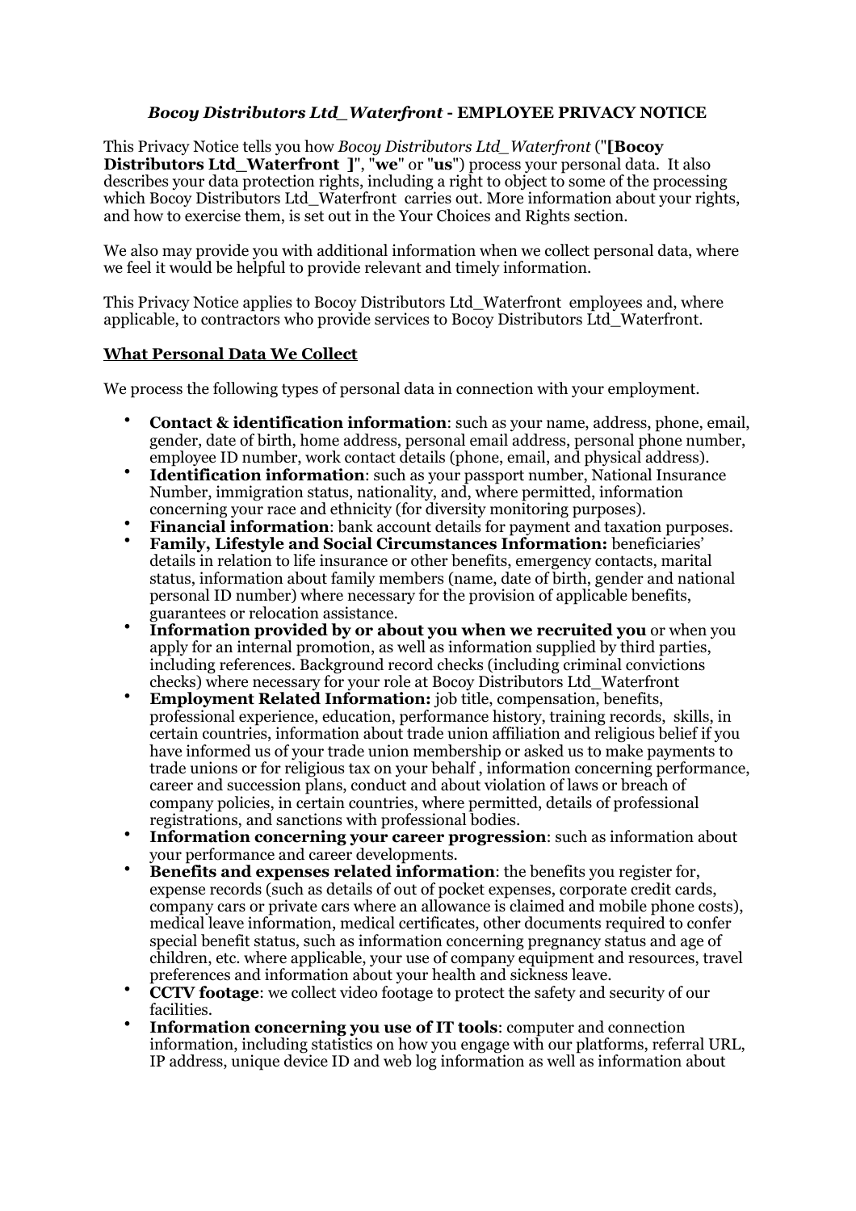# *Bocoy Distributors Ltd_Waterfront* - EMPLOYEE PRIVACY NOTICE

This Privacy Notice tells you how *Bocoy Distributors Ltd_Waterfront* ("**[Bocoy Distributors Ltd_Waterfront ]**", "**we**" or "**us**") process your personal data. It also describes your data protection rights, including a right to object to some of the processing which Bocoy Distributors Ltd_Waterfront carries out. More information about your rights, and how to exercise them, is set out in the Your Choices and Rights section.

We also may provide you with additional information when we collect personal data, where we feel it would be helpful to provide relevant and timely information.

This Privacy Notice applies to Bocoy Distributors Ltd_Waterfront employees and, where applicable, to contractors who provide services to Bocoy Distributors Ltd_Waterfront.

## What Personal Data We Collect

We process the following types of personal data in connection with your employment.

- **Contact & identification information**: such as your name, address, phone, email, gender, date of birth, home address, personal email address, personal phone number, employee ID number, work contact details (phone, email, and physical address).
- **Identification information**: such as your passport number, National Insurance Number, immigration status, nationality, and, where permitted, information concerning your race and ethnicity (for diversity monitoring purposes).
- **Financial information**: bank account details for payment and taxation purposes.
- **Family, Lifestyle and Social Circumstances Information:** beneficiaries' details in relation to life insurance or other benefits, emergency contacts, marital status, information about family members (name, date of birth, gender and national personal ID number) where necessary for the provision of applicable benefits, guarantees or relocation assistance.
- **Information provided by or about you when we recruited you** or when you apply for an internal promotion, as well as information supplied by third parties, including references. Background record checks (including criminal convictions checks) where necessary for your role at Bocoy Distributors Ltd_Waterfront
- **Employment Related Information:** job title, compensation, benefits, professional experience, education, performance history, training records, skills, in certain countries, information about trade union affiliation and religious belief if you have informed us of your trade union membership or asked us to make payments to trade unions or for religious tax on your behalf , information concerning performance, career and succession plans, conduct and about violation of laws or breach of company policies, in certain countries, where permitted, details of professional registrations, and sanctions with professional bodies.
- **Information concerning your career progression**: such as information about your performance and career developments.
- **Benefits and expenses related information**: the benefits you register for, expense records (such as details of out of pocket expenses, corporate credit cards, company cars or private cars where an allowance is claimed and mobile phone costs), medical leave information, medical certificates, other documents required to confer special benefit status, such as information concerning pregnancy status and age of children, etc. where applicable, your use of company equipment and resources, travel preferences and information about your health and sickness leave.
- **CCTV footage**: we collect video footage to protect the safety and security of our facilities.
- **Information concerning you use of IT tools**: computer and connection information, including statistics on how you engage with our platforms, referral URL, IP address, unique device ID and web log information as well as information about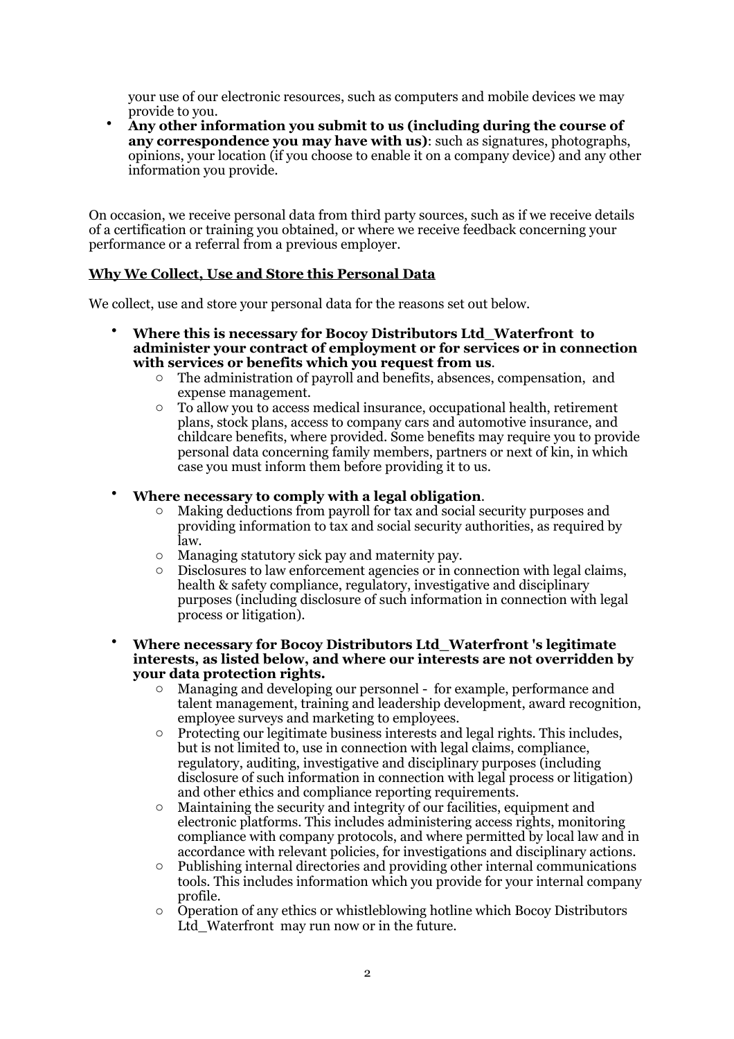your use of our electronic resources, such as computers and mobile devices we may provide to you.

- **Any other information you submit to us (including during the course of any correspondence you may have with us)**: such as signatures, photographs, opinions, your location (if you choose to enable it on a company device) and any other information you provide.

On occasion, we receive personal data from third party sources, such as if we receive details of a certification or training you obtained, or where we receive feedback concerning your performance or a referral from a previous employer.

**Why We Collect, Use and Store this Personal Data**

We collect, use and store your personal data for the reasons set out below.

- **Where this is necessary for Bocoy Distributors Ltd_Waterfront to administer your contract of employment or for services or in connection with services or benefits which you request from us**.
    - The administration of payroll and benefits, absences, compensation, and expense management.
    - To allow you to access medical insurance, occupational health, retirement plans, stock plans, access to company cars and automotive insurance, and childcare benefits, where provided. Some benefits may require you to provide personal data concerning family members, partners or next of kin, in which case you must inform them before providing it to us.

- **Where necessary to comply with a legal obligation**.
    - Making deductions from payroll for tax and social security purposes and providing information to tax and social security authorities, as required by law.
    - Managing statutory sick pay and maternity pay.
    - Disclosures to law enforcement agencies or in connection with legal claims, health & safety compliance, regulatory, investigative and disciplinary purposes (including disclosure of such information in connection with legal process or litigation).

- **Where necessary for Bocoy Distributors Ltd_Waterfront 's legitimate interests, as listed below, and where our interests are not overridden by your data protection rights.**
    - Managing and developing our personnel - for example, performance and talent management, training and leadership development, award recognition, employee surveys and marketing to employees.
    - Protecting our legitimate business interests and legal rights. This includes, but is not limited to, use in connection with legal claims, compliance, regulatory, auditing, investigative and disciplinary purposes (including disclosure of such information in connection with legal process or litigation) and other ethics and compliance reporting requirements.
    - Maintaining the security and integrity of our facilities, equipment and electronic platforms. This includes administering access rights, monitoring compliance with company protocols, and where permitted by local law and in accordance with relevant policies, for investigations and disciplinary actions.
    - Publishing internal directories and providing other internal communications tools. This includes information which you provide for your internal company profile.
    - Operation of any ethics or whistleblowing hotline which Bocoy Distributors Ltd_Waterfront may run now or in the future.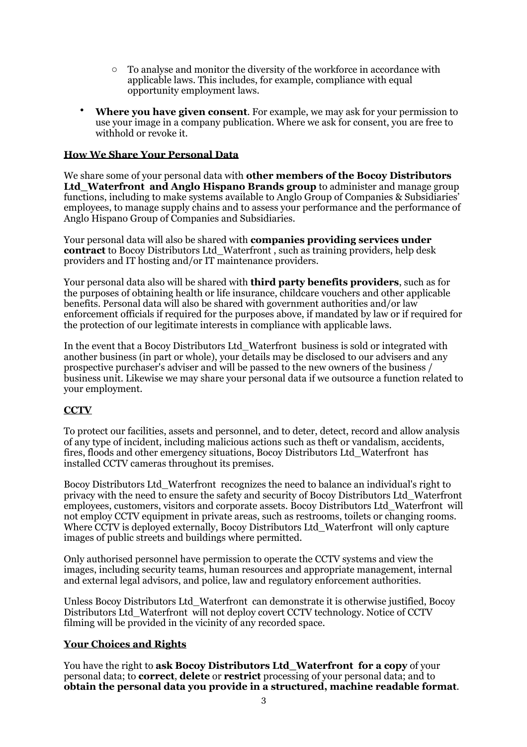- To analyse and monitor the diversity of the workforce in accordance with applicable laws. This includes, for example, compliance with equal opportunity employment laws.

- **Where you have given consent**. For example, we may ask for your permission to use your image in a company publication. Where we ask for consent, you are free to withhold or revoke it.

## How We Share Your Personal Data

We share some of your personal data with **other members of the Bocoy Distributors Ltd_Waterfront and Anglo Hispano Brands group** to administer and manage group functions, including to make systems available to Anglo Group of Companies & Subsidiaries' employees, to manage supply chains and to assess your performance and the performance of Anglo Hispano Group of Companies and Subsidiaries.

Your personal data will also be shared with **companies providing services under contract** to Bocoy Distributors Ltd_Waterfront , such as training providers, help desk providers and IT hosting and/or IT maintenance providers.

Your personal data also will be shared with **third party benefits providers**, such as for the purposes of obtaining health or life insurance, childcare vouchers and other applicable benefits. Personal data will also be shared with government authorities and/or law enforcement officials if required for the purposes above, if mandated by law or if required for the protection of our legitimate interests in compliance with applicable laws.

In the event that a Bocoy Distributors Ltd_Waterfront business is sold or integrated with another business (in part or whole), your details may be disclosed to our advisers and any prospective purchaser's adviser and will be passed to the new owners of the business / business unit. Likewise we may share your personal data if we outsource a function related to your employment.

## CCTV

To protect our facilities, assets and personnel, and to deter, detect, record and allow analysis of any type of incident, including malicious actions such as theft or vandalism, accidents, fires, floods and other emergency situations, Bocoy Distributors Ltd_Waterfront has installed CCTV cameras throughout its premises.

Bocoy Distributors Ltd_Waterfront recognizes the need to balance an individual's right to privacy with the need to ensure the safety and security of Bocoy Distributors Ltd_Waterfront employees, customers, visitors and corporate assets. Bocoy Distributors Ltd_Waterfront will not employ CCTV equipment in private areas, such as restrooms, toilets or changing rooms. Where CCTV is deployed externally, Bocoy Distributors Ltd_Waterfront will only capture images of public streets and buildings where permitted.

Only authorised personnel have permission to operate the CCTV systems and view the images, including security teams, human resources and appropriate management, internal and external legal advisors, and police, law and regulatory enforcement authorities.

Unless Bocoy Distributors Ltd_Waterfront can demonstrate it is otherwise justified, Bocoy Distributors Ltd_Waterfront will not deploy covert CCTV technology. Notice of CCTV filming will be provided in the vicinity of any recorded space.

## Your Choices and Rights

You have the right to **ask Bocoy Distributors Ltd_Waterfront for a copy** of your personal data; to **correct**, **delete** or **restrict** processing of your personal data; and to **obtain the personal data you provide in a structured, machine readable format**.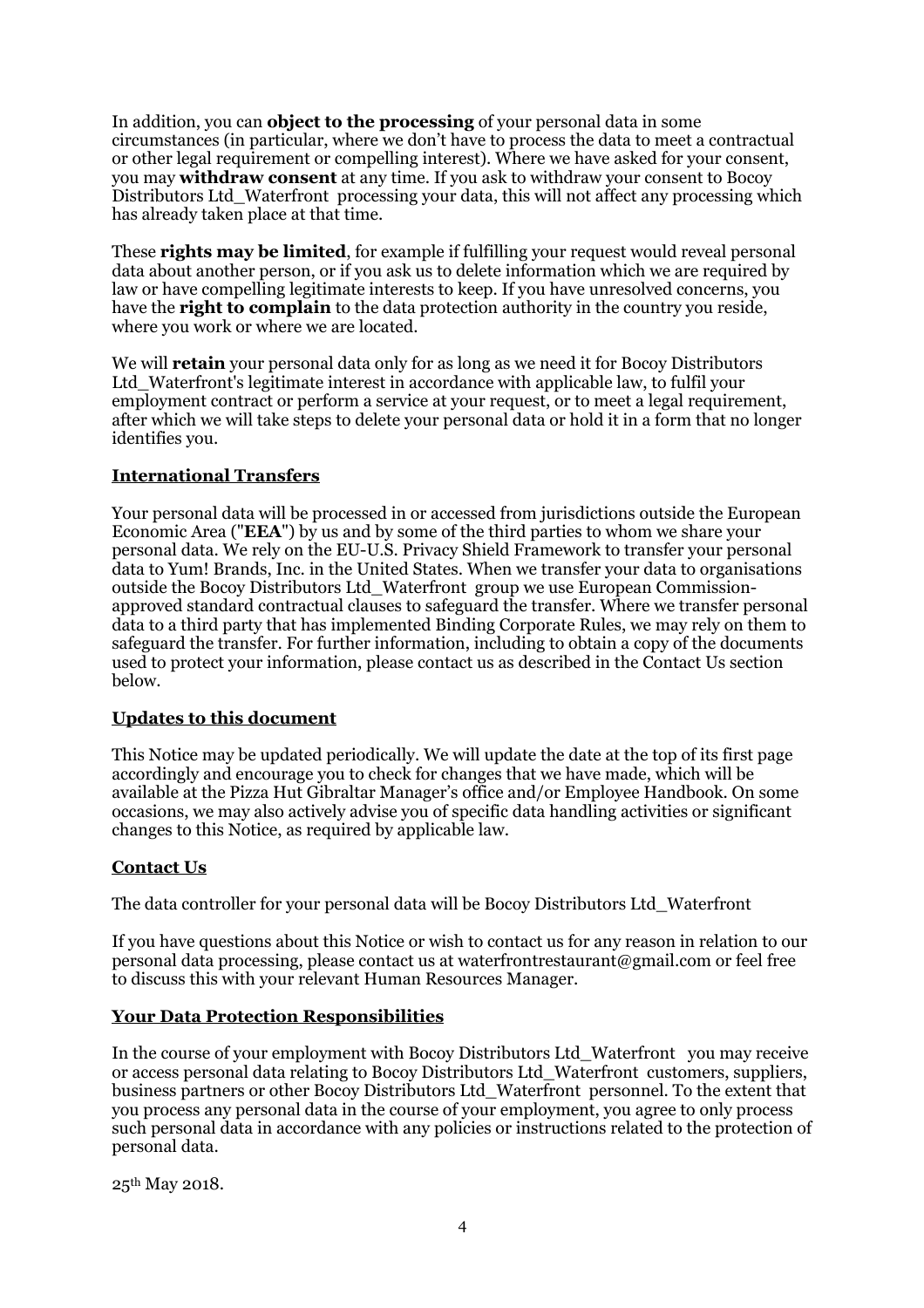In addition, you can **object to the processing** of your personal data in some circumstances (in particular, where we don't have to process the data to meet a contractual or other legal requirement or compelling interest). Where we have asked for your consent, you may **withdraw consent** at any time. If you ask to withdraw your consent to Bocoy Distributors Ltd_Waterfront processing your data, this will not affect any processing which has already taken place at that time.

These **rights may be limited**, for example if fulfilling your request would reveal personal data about another person, or if you ask us to delete information which we are required by law or have compelling legitimate interests to keep. If you have unresolved concerns, you have the **right to complain** to the data protection authority in the country you reside, where you work or where we are located.

We will **retain** your personal data only for as long as we need it for Bocoy Distributors Ltd_Waterfront's legitimate interest in accordance with applicable law, to fulfil your employment contract or perform a service at your request, or to meet a legal requirement, after which we will take steps to delete your personal data or hold it in a form that no longer identifies you.

## International Transfers

Your personal data will be processed in or accessed from jurisdictions outside the European Economic Area ("**EEA**") by us and by some of the third parties to whom we share your personal data. We rely on the EU-U.S. Privacy Shield Framework to transfer your personal data to Yum! Brands, Inc. in the United States. When we transfer your data to organisations outside the Bocoy Distributors Ltd_Waterfront group we use European Commission-approved standard contractual clauses to safeguard the transfer. Where we transfer personal data to a third party that has implemented Binding Corporate Rules, we may rely on them to safeguard the transfer. For further information, including to obtain a copy of the documents used to protect your information, please contact us as described in the Contact Us section below.

## Updates to this document

This Notice may be updated periodically. We will update the date at the top of its first page accordingly and encourage you to check for changes that we have made, which will be available at the Pizza Hut Gibraltar Manager's office and/or Employee Handbook. On some occasions, we may also actively advise you of specific data handling activities or significant changes to this Notice, as required by applicable law.

## Contact Us

The data controller for your personal data will be Bocoy Distributors Ltd_Waterfront

If you have questions about this Notice or wish to contact us for any reason in relation to our personal data processing, please contact us at waterfrontrestaurant@gmail.com or feel free to discuss this with your relevant Human Resources Manager.

## Your Data Protection Responsibilities

In the course of your employment with Bocoy Distributors Ltd_Waterfront you may receive or access personal data relating to Bocoy Distributors Ltd_Waterfront customers, suppliers, business partners or other Bocoy Distributors Ltd_Waterfront personnel. To the extent that you process any personal data in the course of your employment, you agree to only process such personal data in accordance with any policies or instructions related to the protection of personal data.

25th May 2018.